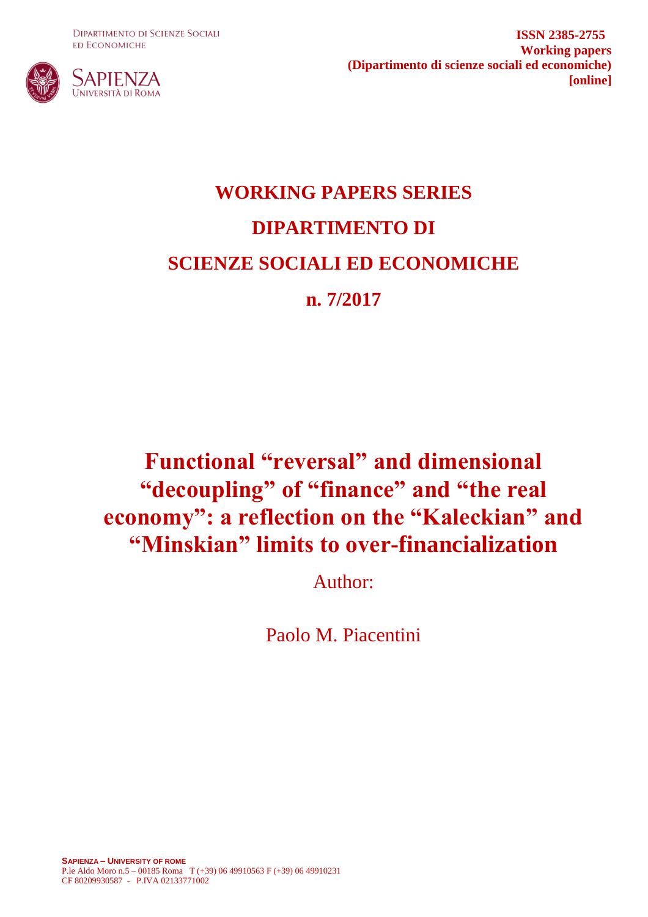Dipartimento di Scienze Sociali ed Economiche

Sapienza Università di Roma

**ISSN 2385-2755**
**Working papers**
**(Dipartimento di scienze sociali ed economiche)**
**[online]**

# WORKING PAPERS SERIES

# DIPARTIMENTO DI SCIENZE SOCIALI ED ECONOMICHE

# n. 7/2017

# Functional "reversal" and dimensional "decoupling" of "finance" and "the real economy": a reflection on the "Kaleckian" and "Minskian" limits to over-financialization

Author:

Paolo M. Piacentini

**Sapienza – University of Rome**
P.le Aldo Moro n.5 – 00185 Roma T (+39) 06 49910563 F (+39) 06 49910231
CF 80209930587 - P.IVA 02133771002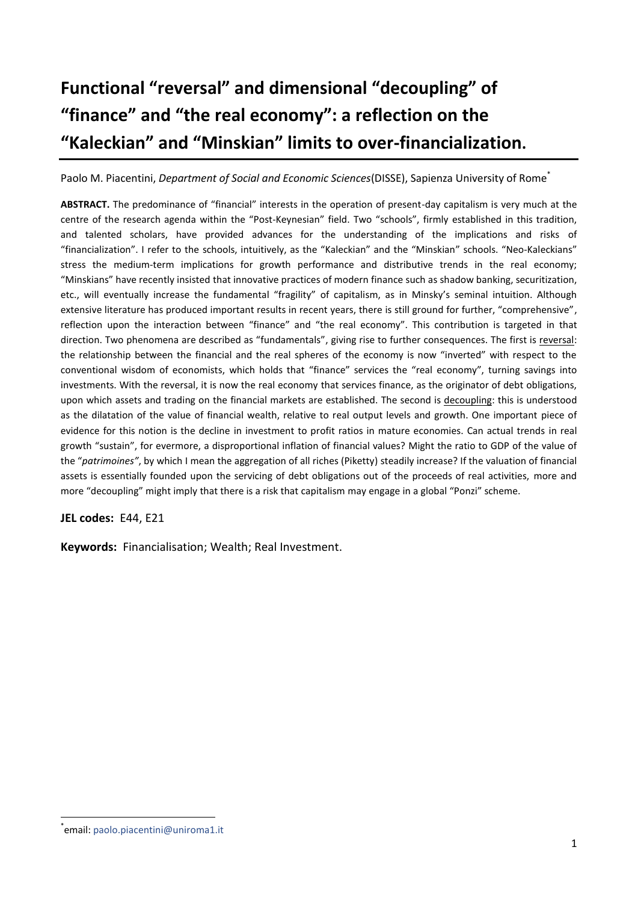# Functional "reversal" and dimensional "decoupling" of "finance" and "the real economy": a reflection on the "Kaleckian" and "Minskian" limits to over-financialization.

Paolo M. Piacentini, *Department of Social and Economic Sciences*(DISSE), Sapienza University of Rome[*]

**ABSTRACT.** The predominance of "financial" interests in the operation of present-day capitalism is very much at the centre of the research agenda within the "Post-Keynesian" field. Two "schools", firmly established in this tradition, and talented scholars, have provided advances for the understanding of the implications and risks of "financialization". I refer to the schools, intuitively, as the "Kaleckian" and the "Minskian" schools. "Neo-Kaleckians" stress the medium-term implications for growth performance and distributive trends in the real economy; "Minskians" have recently insisted that innovative practices of modern finance such as shadow banking, securitization, etc., will eventually increase the fundamental "fragility" of capitalism, as in Minsky's seminal intuition. Although extensive literature has produced important results in recent years, there is still ground for further, "comprehensive", reflection upon the interaction between "finance" and "the real economy". This contribution is targeted in that direction. Two phenomena are described as "fundamentals", giving rise to further consequences. The first is <u>reversal</u>: the relationship between the financial and the real spheres of the economy is now "inverted" with respect to the conventional wisdom of economists, which holds that "finance" services the "real economy", turning savings into investments. With the reversal, it is now the real economy that services finance, as the originator of debt obligations, upon which assets and trading on the financial markets are established. The second is <u>decoupling</u>: this is understood as the dilatation of the value of financial wealth, relative to real output levels and growth. One important piece of evidence for this notion is the decline in investment to profit ratios in mature economies. Can actual trends in real growth "sustain", for evermore, a disproportional inflation of financial values? Might the ratio to GDP of the value of the "*patrimoines*", by which I mean the aggregation of all riches (Piketty) steadily increase? If the valuation of financial assets is essentially founded upon the servicing of debt obligations out of the proceeds of real activities, more and more "decoupling" might imply that there is a risk that capitalism may engage in a global "Ponzi" scheme.

**JEL codes:** E44, E21

**Keywords:** Financialisation; Wealth; Real Investment.

---

[*] email: paolo.piacentini@uniroma1.it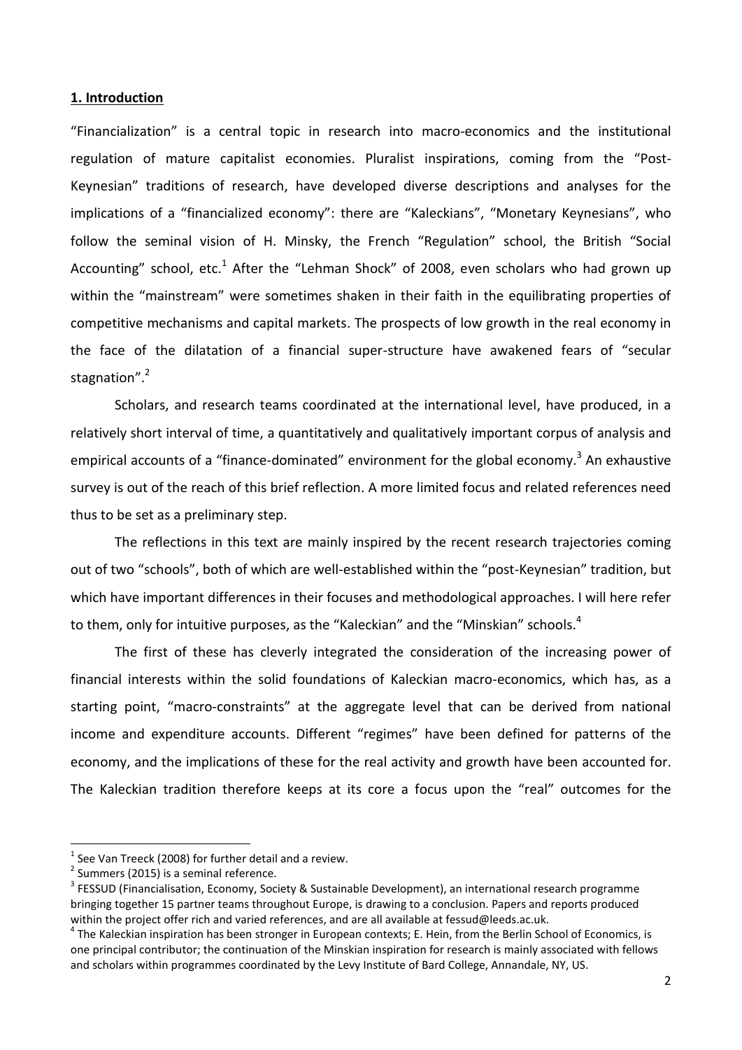**1. Introduction**

"Financialization" is a central topic in research into macro-economics and the institutional regulation of mature capitalist economies. Pluralist inspirations, coming from the "Post-Keynesian" traditions of research, have developed diverse descriptions and analyses for the implications of a "financialized economy": there are "Kaleckians", "Monetary Keynesians", who follow the seminal vision of H. Minsky, the French "Regulation" school, the British "Social Accounting" school, etc.[1] After the "Lehman Shock" of 2008, even scholars who had grown up within the "mainstream" were sometimes shaken in their faith in the equilibrating properties of competitive mechanisms and capital markets. The prospects of low growth in the real economy in the face of the dilatation of a financial super-structure have awakened fears of "secular stagnation".[2]

Scholars, and research teams coordinated at the international level, have produced, in a relatively short interval of time, a quantitatively and qualitatively important corpus of analysis and empirical accounts of a "finance-dominated" environment for the global economy.[3] An exhaustive survey is out of the reach of this brief reflection. A more limited focus and related references need thus to be set as a preliminary step.

The reflections in this text are mainly inspired by the recent research trajectories coming out of two "schools", both of which are well-established within the "post-Keynesian" tradition, but which have important partner differences in their focuses and methodological approaches. I will here refer to them, only for intuitive purposes, as the "Kaleckian" and the "Minskian" schools.[4]

The first of these has cleverly integrated the consideration of the increasing power of financial interests within the solid foundations of Kaleckian macro-economics, which has, as a starting point, "macro-constraints" at the aggregate level that can be derived from national income and expenditure accounts. Different "regimes" have been defined for patterns of the economy, and the implications of these for the real activity and growth have been accounted for. The Kaleckian tradition therefore keeps at its core a focus upon the "real" outcomes for the

[1] See Van Treeck (2008) for further detail and a review.

[2] Summers (2015) is a seminal reference.

[3] FESSUD (Financialisation, Economy, Society & Sustainable Development), an international research programme bringing together 15 partner teams throughout Europe, is drawing to a conclusion. Papers and reports produced within the project offer rich and varied references, and are all available at fessud@leeds.ac.uk.

[4] The Kaleckian inspiration has been stronger in European contexts; E. Hein, from the Berlin School of Economics, is one principal contributor; the continuation of the Minskian inspiration for research is mainly associated with fellows and scholars within programmes coordinated by the Levy Institute of Bard College, Annandale, NY, US.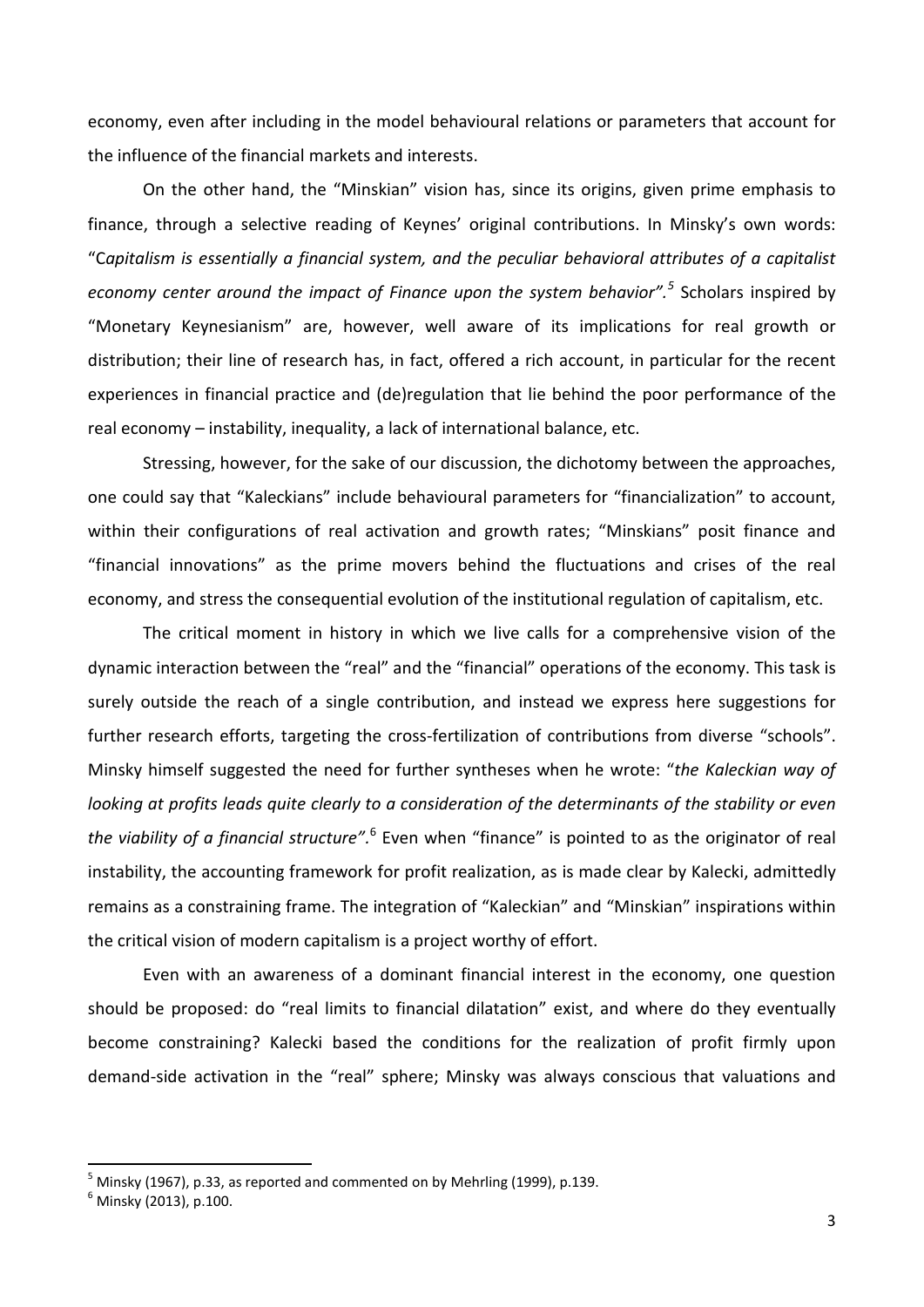economy, even after including in the model behavioural relations or parameters that account for the influence of the financial markets and interests.

On the other hand, the "Minskian" vision has, since its origins, given prime emphasis to finance, through a selective reading of Keynes' original contributions. In Minsky's own words: "*Capitalism is essentially a financial system, and the peculiar behavioral attributes of a capitalist economy center around the impact of Finance upon the system behavior".*[5] Scholars inspired by "Monetary Keynesianism" are, however, well aware of its implications for real growth or distribution; their line of research has, in fact, offered a rich account, in particular for the recent experiences in financial practice and (de)regulation that lie behind the poor performance of the real economy – instability, inequality, a lack of international balance, etc.

Stressing, however, for the sake of our discussion, the dichotomy between the approaches, one could say that "Kaleckians" include behavioural parameters for "financialization" to account, within their configurations of real activation and growth rates; "Minskians" posit finance and "financial innovations" as the prime movers behind the fluctuations and crises of the real economy, and stress the consequential evolution of the institutional regulation of capitalism, etc.

The critical moment in history in which we live calls for a comprehensive vision of the dynamic interaction between the "real" and the "financial" operations of the economy. This task is surely outside the reach of a single contribution, and instead we express here suggestions for further research efforts, targeting the cross-fertilization of contributions from diverse "schools". Minsky himself suggested the need for further syntheses when he wrote: "*the Kaleckian way of looking at profits leads quite clearly to a consideration of the determinants of the stability or even the viability of a financial structure".*[6] Even when "finance" is pointed to as the originator of real instability, the accounting framework for profit realization, as is made clear by Kalecki, admittedly remains as a constraining frame. The integration of "Kaleckian" and "Minskian" inspirations within the critical vision of modern capitalism is a project worthy of effort.

Even with an awareness of a dominant financial interest in the economy, one question should be proposed: do "real limits to financial dilatation" exist, and where do they eventually become constraining? Kalecki based the conditions for the realization of profit firmly upon demand-side activation in the "real" sphere; Minsky was always conscious that valuations and

---

[5] Minsky (1967), p.33, as reported and commented on by Mehrling (1999), p.139.

[6] Minsky (2013), p.100.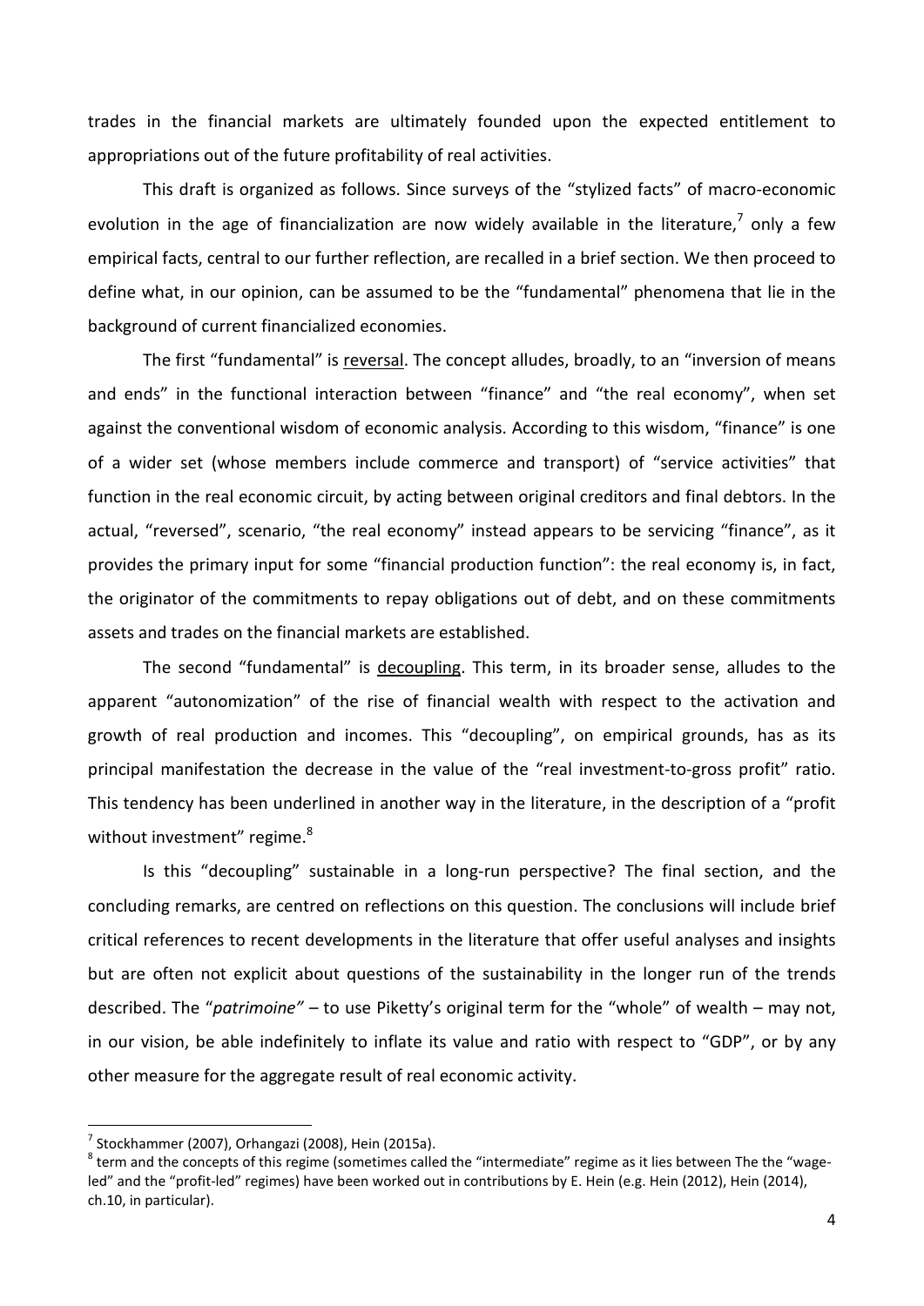trades in the financial markets are ultimately founded upon the expected entitlement to appropriations out of the future profitability of real activities.

This draft is organized as follows. Since surveys of the "stylized facts" of macro-economic evolution in the age of financialization are now widely available in the literature,[7] only a few empirical facts, central to our further reflection, are recalled in a brief section. We then proceed to define what, in our opinion, can be assumed to be the "fundamental" phenomena that lie in the background of current financialized economies.

The first "fundamental" is reversal. The concept alludes, broadly, to an "inversion of means and ends" in the functional interaction between "finance" and "the real economy", when set against the conventional wisdom of economic analysis. According to this wisdom, "finance" is one of a wider set (whose members include commerce and transport) of "service activities" that function in the real economic circuit, by acting between original creditors and final debtors. In the actual, "reversed", scenario, "the real economy" instead appears to be servicing "finance", as it provides the primary input for some "financial production function": the real economy is, in fact, the originator of the commitments to repay obligations out of debt, and on these commitments assets and trades on the financial markets are established.

The second "fundamental" is decoupling. This term, in its broader sense, alludes to the apparent "autonomization" of the rise of financial wealth with respect to the activation and growth of real production and incomes. This "decoupling", on empirical grounds, has as its principal manifestation the decrease in the value of the "real investment-to-gross profit" ratio. This tendency has been underlined in another way in the literature, in the description of a "profit without investment" regime.[8]

Is this "decoupling" sustainable in a long-run perspective? The final section, and the concluding remarks, are centred on reflections on this question. The conclusions will include brief critical references to recent developments in the literature that offer useful analyses and insights but are often not explicit about questions of the sustainability in the longer run of the trends described. The "*patrimoine"* – to use Piketty's original term for the "whole" of wealth – may not, in our vision, be able indefinitely to inflate its value and ratio with respect to "GDP", or by any other measure for the aggregate result of real economic activity.

---

[7] Stockhammer (2007), Orhangazi (2008), Hein (2015a).

[8] term and the concepts of this regime (sometimes called the "intermediate" regime as it lies between The the "wage-led" and the "profit-led" regimes) have been worked out in contributions by E. Hein (e.g. Hein (2012), Hein (2014), ch.10, in particular).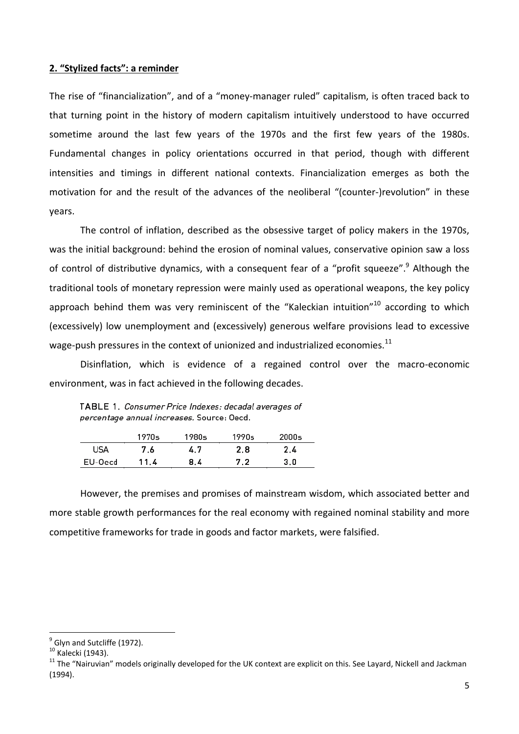## 2. "Stylized facts": a reminder

The rise of "financialization", and of a "money-manager ruled" capitalism, is often traced back to that turning point in the history of modern capitalism intuitively understood to have occurred sometime around the last few years of the 1970s and the first few years of the 1980s. Fundamental changes in policy orientations occurred in that period, though with different intensities and timings in different national contexts. Financialization emerges as both the motivation for and the result of the advances of the neoliberal "(counter-)revolution" in these years.

The control of inflation, described as the obsessive target of policy makers in the 1970s, was the initial background: behind the erosion of nominal values, conservative opinion saw a loss of control of distributive dynamics, with a consequent fear of a "profit squeeze".[9] Although the traditional tools of monetary repression were mainly used as operational weapons, the key policy approach behind them was very reminiscent of the "Kaleckian intuition"[10] according to which (excessively) low unemployment and (excessively) generous welfare provisions lead to excessive wage-push pressures in the context of unionized and industrialized economies.[11]

Disinflation, which is evidence of a regained control over the macro-economic environment, was in fact achieved in the following decades.

TABLE 1. *Consumer Price Indexes: decadal averages of percentage annual increases.* Source: Oecd.

| | 1970s | 1980s | 1990s | 2000s |
|---|---|---|---|---|
| USA | 7.6 | 4.7 | 2.8 | 2.4 |
| EU-Oecd | 11.4 | 8.4 | 7.2 | 3.0 |

However, the premises and promises of mainstream wisdom, which associated better and more stable growth performances for the real economy with regained nominal stability and more competitive frameworks for trade in goods and factor markets, were falsified.

[9] Glyn and Sutcliffe (1972).

[10] Kalecki (1943).

[11] The "Nairuvian" models originally developed for the UK context are explicit on this. See Layard, Nickell and Jackman (1994).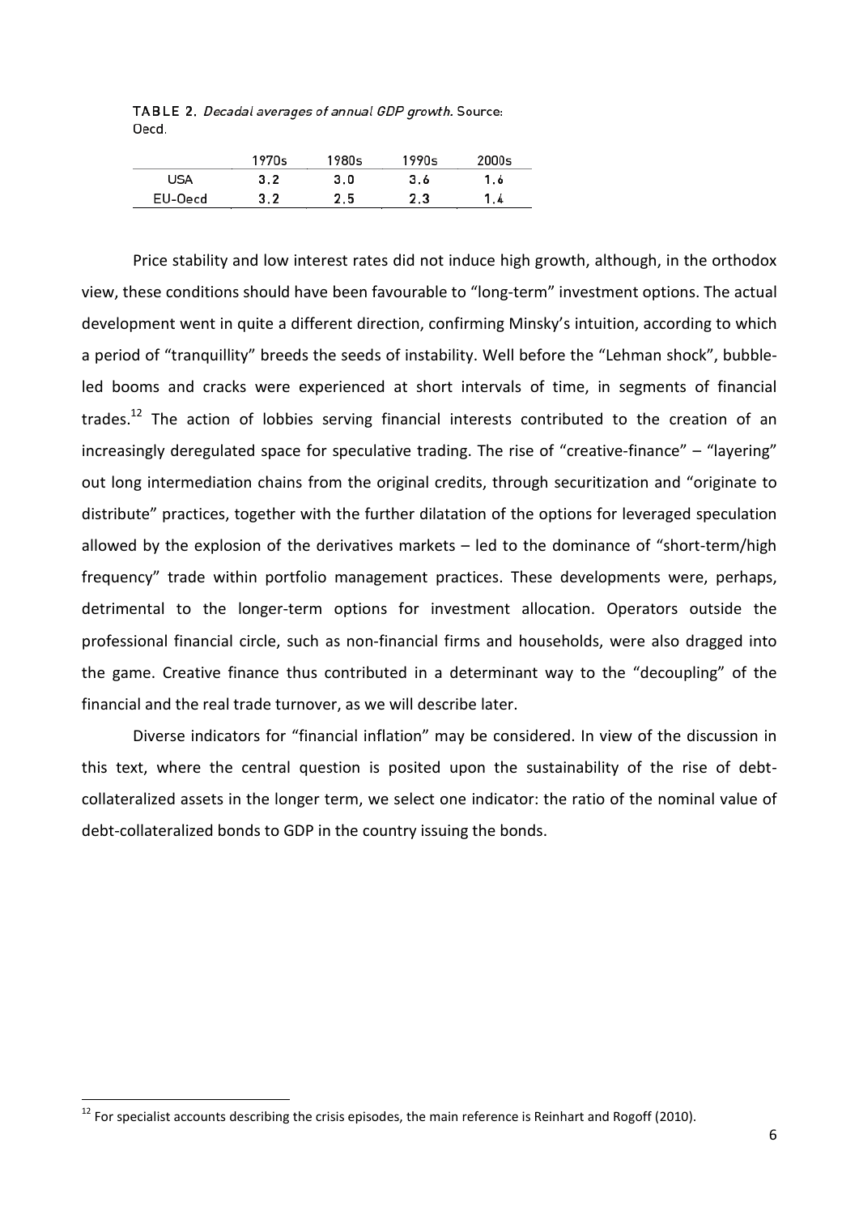**TABLE 2.** *Decadal averages of annual GDP growth.* Source: Oecd.

| | 1970s | 1980s | 1990s | 2000s |
|---|---|---|---|---|
| USA | 3.2 | 3.0 | 3.6 | 1.6 |
| EU-Oecd | 3.2 | 2.5 | 2.3 | 1.4 |

Price stability and low interest rates did not induce high growth, although, in the orthodox view, these conditions should have been favourable to "long-term" investment options. The actual development went in quite a different direction, confirming Minsky's intuition, according to which a period of "tranquillity" breeds the seeds of instability. Well before the "Lehman shock", bubble-led booms and cracks were experienced at short intervals of time, in segments of financial trades.[12] The action of lobbies serving financial interests contributed to the creation of an increasingly deregulated space for speculative trading. The rise of "creative-finance" – "layering" out long intermediation chains from the original credits, through securitization and "originate to distribute" practices, together with the further dilatation of the options for leveraged speculation allowed by the explosion of the derivatives markets – led to the dominance of "short-term/high frequency" trade within portfolio management practices. These developments were, perhaps, detrimental to the longer-term options for investment allocation. Operators outside the professional financial circle, such as non-financial firms and households, were also dragged into the game. Creative finance thus contributed in a determinant way to the "decoupling" of the financial and the real trade turnover, as we will describe later.

Diverse indicators for "financial inflation" may be considered. In view of the discussion in this text, where the central question is posited upon the sustainability of the rise of debt-collateralized assets in the longer term, we select one indicator: the ratio of the nominal value of debt-collateralized bonds to GDP in the country issuing the bonds.

[12] For specialist accounts describing the crisis episodes, the main reference is Reinhart and Rogoff (2010).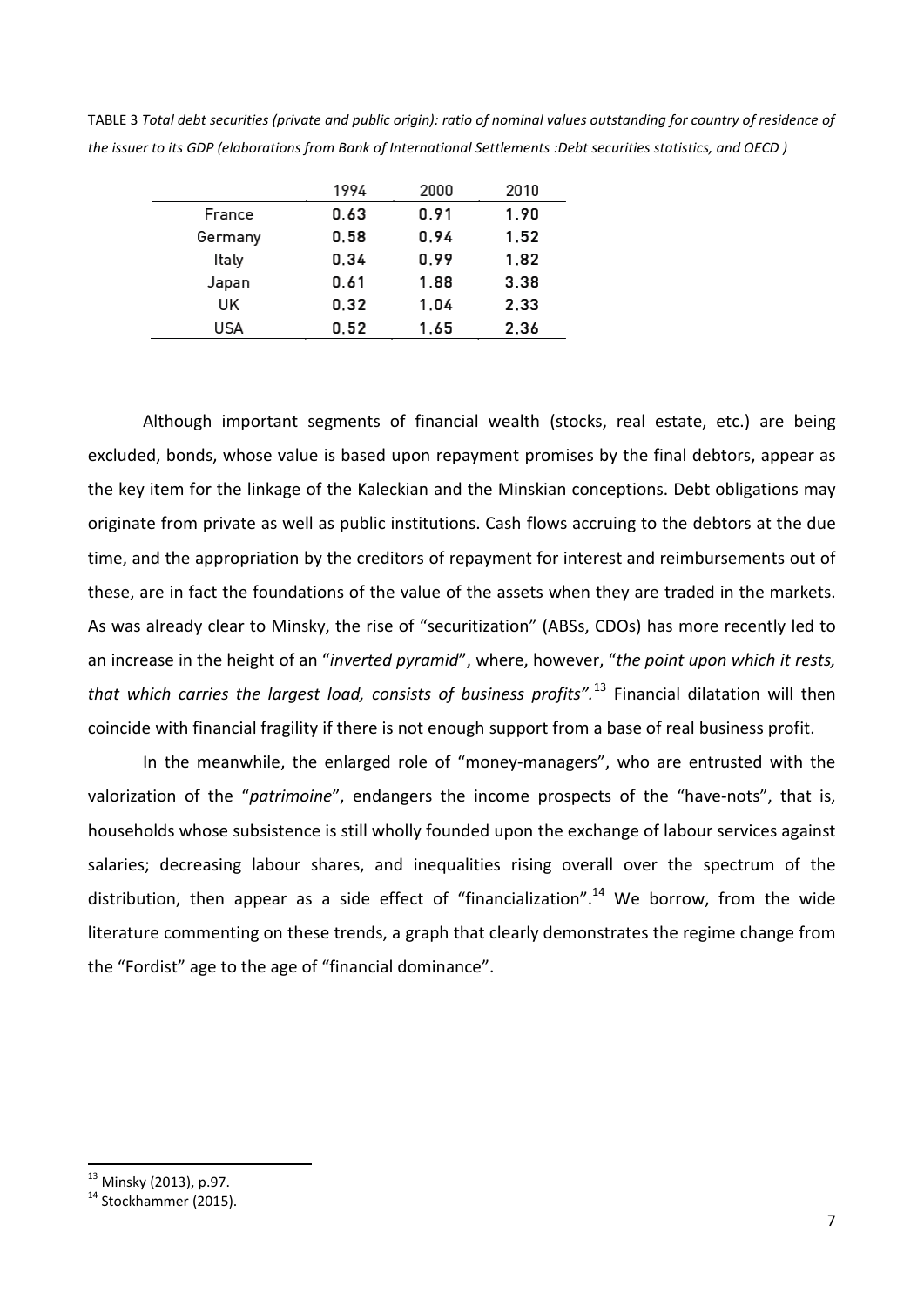TABLE 3 *Total debt securities (private and public origin): ratio of nominal values outstanding for country of residence of the issuer to its GDP (elaborations from Bank of International Settlements :Debt securities statistics, and OECD )*

| | 1994 | 2000 | 2010 |
|---|---|---|---|
| France | **0.63** | **0.91** | **1.90** |
| Germany | **0.58** | **0.94** | **1.52** |
| Italy | **0.34** | **0.99** | **1.82** |
| Japan | **0.61** | **1.88** | **3.38** |
| UK | **0.32** | **1.04** | **2.33** |
| USA | **0.52** | **1.65** | **2.36** |

Although important segments of financial wealth (stocks, real estate, etc.) are being excluded, bonds, whose value is based upon repayment promises by the final debtors, appear as the key item for the linkage of the Kaleckian and the Minskian conceptions. Debt obligations may originate from private as well as public institutions. Cash flows accruing to the debtors at the due time, and the appropriation by the creditors of repayment for interest and reimbursements out of these, are in fact the foundations of the value of the assets when they are traded in the markets. As was already clear to Minsky, the rise of "securitization" (ABSs, CDOs) has more recently led to an increase in the height of an "*inverted pyramid*", where, however, "*the point upon which it rests, that which carries the largest load, consists of business profits"*.[13] Financial dilatation will then coincide with financial fragility if there is not enough support from a base of real business profit.

In the meanwhile, the enlarged role of "money-managers", who are entrusted with the valorization of the "*patrimoine*", endangers the income prospects of the "have-nots", that is, households whose subsistence is still wholly founded upon the exchange of labour services against salaries; decreasing labour shares, and inequalities rising overall over the spectrum of the distribution, then appear as a side effect of "financialization".[14] We borrow, from the wide literature commenting on these trends, a graph that clearly demonstrates the regime change from the "Fordist" age to the age of "financial dominance".

[13] Minsky (2013), p.97.

[14] Stockhammer (2015).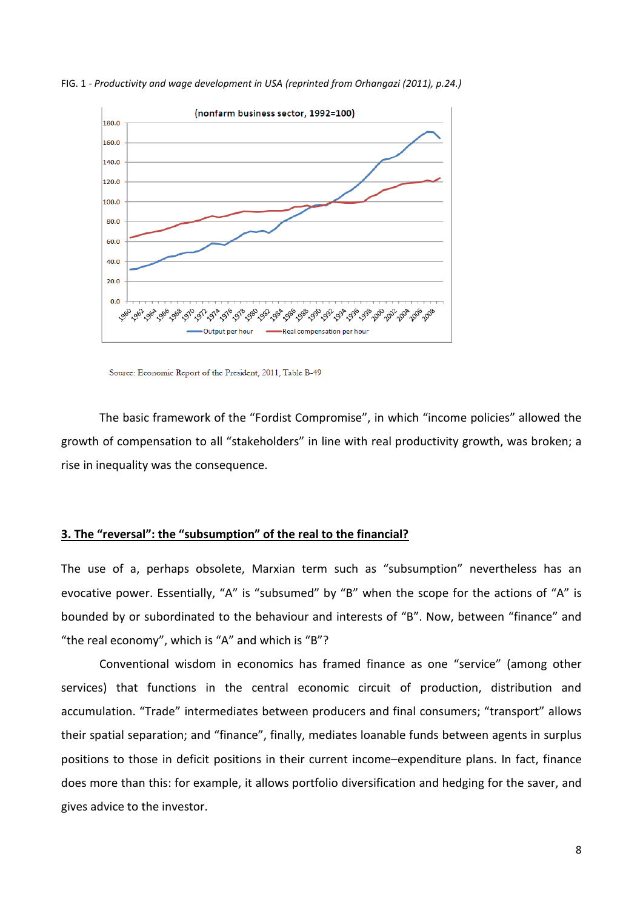FIG. 1 - *Productivity and wage development in USA (reprinted from Orhangazi (2011), p.24.)*

(nonfarm business sector, 1992=100)

180.0
160.0
140.0
120.0
100.0
80.0
60.0
40.0
20.0
0.0

1960 1962 1964 1966 1968 1970 1972 1974 1976 1978 1980 1982 1984 1986 1988 1990 1992 1994 1996 1998 2000 2002 2004 2006 2008

Output per hour
Real compensation per hour

Source: Economic Report of the President, 2011, Table B-49

The basic framework of the "Fordist Compromise", in which "income policies" allowed the growth of compensation to all "stakeholders" in line with real productivity growth, was broken; a rise in inequality was the consequence.

## 3. The "reversal": the "subsumption" of the real to the financial?

The use of a, perhaps obsolete, Marxian term such as "subsumption" nevertheless has an evocative power. Essentially, "A" is "subsumed" by "B" when the scope for the actions of "A" is bounded by or subordinated to the behaviour and interests of "B". Now, between "finance" and "the real economy", which is "A" and which is "B"?

Conventional wisdom in economics has framed finance as one "service" (among other services) that functions in the central economic circuit of production, distribution and accumulation. "Trade" intermediates between producers and final consumers; "transport" allows their spatial separation; and "finance", finally, mediates loanable funds between agents in surplus positions to those in deficit positions in their current income–expenditure plans. In fact, finance does more than this: for example, it allows portfolio diversification and hedging for the saver, and gives advice to the investor.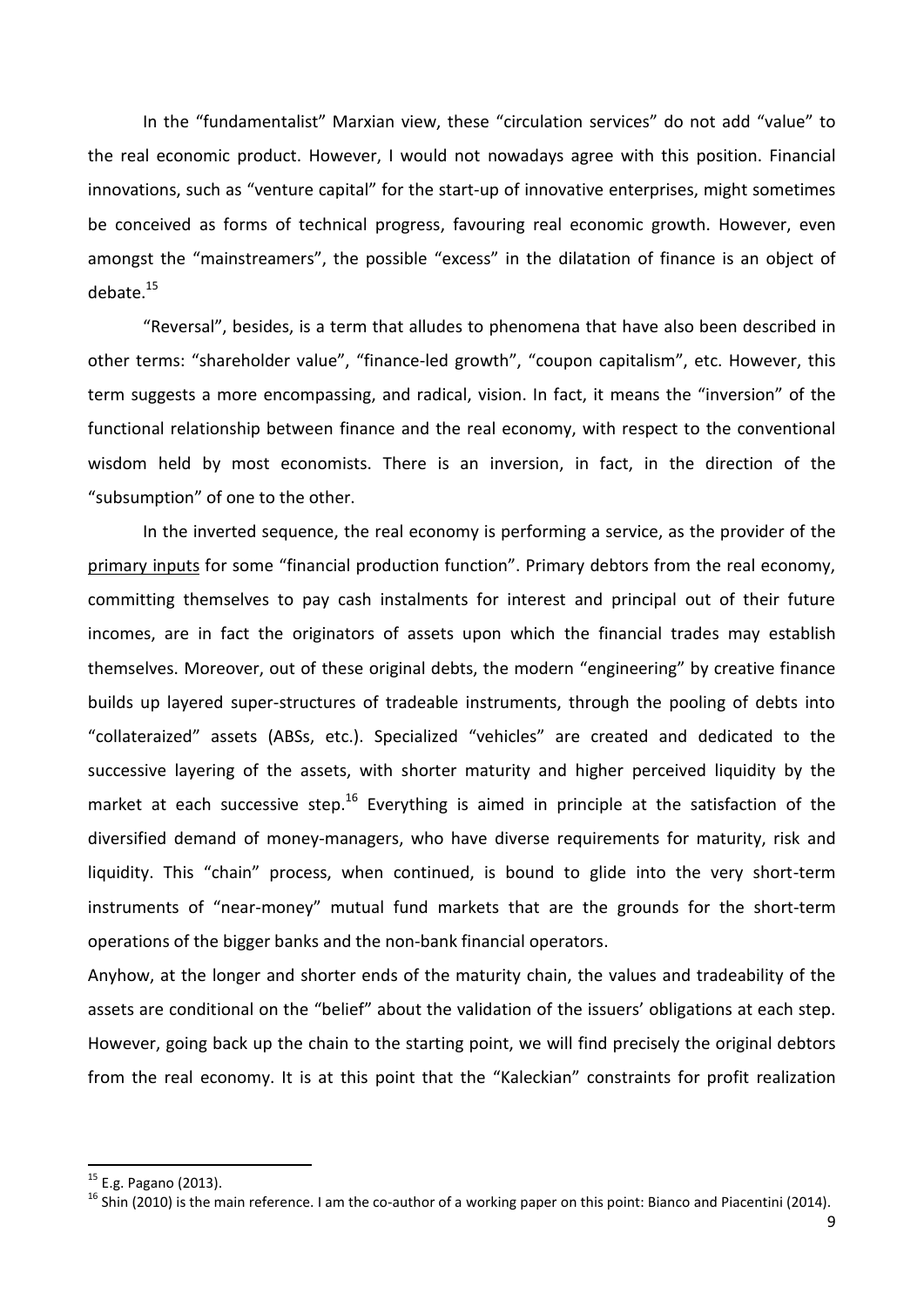In the "fundamentalist" Marxian view, these "circulation services" do not add "value" to the real economic product. However, I would not nowadays agree with this position. Financial innovations, such as "venture capital" for the start-up of innovative enterprises, might sometimes be conceived as forms of technical progress, favouring real economic growth. However, even amongst the "mainstreamers", the possible "excess" in the dilatation of finance is an object of debate.[15]

"Reversal", besides, is a term that alludes to phenomena that have also been described in other terms: "shareholder value", "finance-led growth", "coupon capitalism", etc. However, this term suggests a more encompassing, and radical, vision. In fact, it means the "inversion" of the functional relationship between finance and the real economy, with respect to the conventional wisdom held by most economists. There is an inversion, in fact, in the direction of the "subsumption" of one to the other.

In the inverted sequence, the real economy is performing a service, as the provider of the primary inputs for some "financial production function". Primary debtors from the real economy, committing themselves to pay cash instalments for interest and principal out of their future incomes, are in fact the originators of assets upon which the financial trades may establish themselves. Moreover, out of these original debts, the modern "engineering" by creative finance builds up layered super-structures of tradeable instruments, through the pooling of debts into "collateraized" assets (ABSs, etc.). Specialized "vehicles" are created and dedicated to the successive layering of the assets, with shorter maturity and higher perceived liquidity by the market at each successive step.[16] Everything is aimed in principle at the satisfaction of the diversified demand of money-managers, who have diverse requirements for maturity, risk and liquidity. This "chain" process, when continued, is bound to glide into the very short-term instruments of "near-money" mutual fund markets that are the grounds for the short-term operations of the bigger banks and the non-bank financial operators.

Anyhow, at the longer and shorter ends of the maturity chain, the values and tradeability of the assets are conditional on the "belief" about the validation of the issuers' obligations at each step. However, going back up the chain to the starting point, we will find precisely the original debtors from the real economy. It is at this point that the "Kaleckian" constraints for profit realization

---

[15] E.g. Pagano (2013).

[16] Shin (2010) is the main reference. I am the co-author of a working paper on this point: Bianco and Piacentini (2014).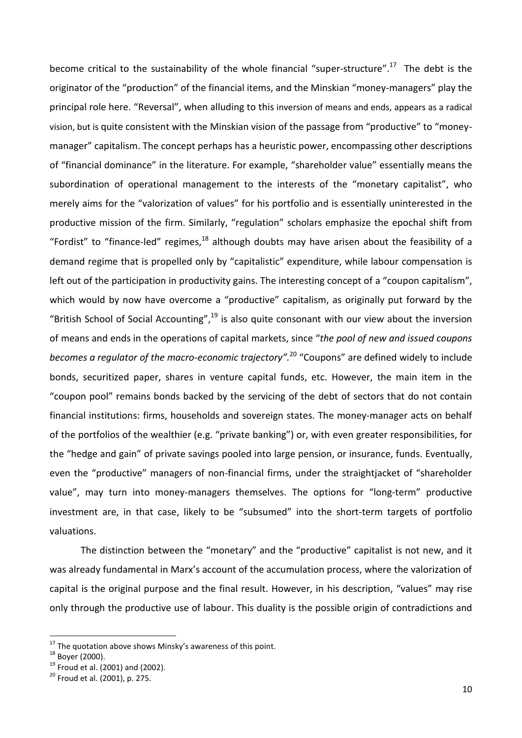become critical to the sustainability of the whole financial "super-structure".[17] The debt is the originator of the "production" of the financial items, and the Minskian "money-managers" play the principal role here. "Reversal", when alluding to this inversion of means and ends, appears as a radical vision, but is quite consistent with the Minskian vision of the passage from "productive" to "money-manager" capitalism. The concept perhaps has a heuristic power, encompassing other descriptions of "financial dominance" in the literature. For example, "shareholder value" essentially means the subordination of operational management to the interests of the "monetary capitalist", who merely aims for the "valorization of values" for his portfolio and is essentially uninterested in the productive mission of the firm. Similarly, "regulation" scholars emphasize the epochal shift from "Fordist" to "finance-led" regimes,[18] although doubts may have arisen about the feasibility of a demand regime that is propelled only by "capitalistic" expenditure, while labour compensation is left out of the participation in productivity gains. The interesting concept of a "coupon capitalism", which would by now have overcome a "productive" capitalism, as originally put forward by the "British School of Social Accounting",[19] is also quite consonant with our view about the inversion of means and ends in the operations of capital markets, since "*the pool of new and issued coupons becomes a regulator of the macro-economic trajectory"*.[20] "Coupons" are defined widely to include bonds, securitized paper, shares in venture capital funds, etc. However, the main item in the "coupon pool" remains bonds backed by the servicing of the debt of sectors that do not contain financial institutions: firms, households and sovereign states. The money-manager acts on behalf of the portfolios of the wealthier (e.g. "private banking") or, with even greater responsibilities, for the "hedge and gain" of private savings pooled into large pension, or insurance, funds. Eventually, even the "productive" managers of non-financial firms, under the straightjacket of "shareholder value", may turn into money-managers themselves. The options for "long-term" productive investment are, in that case, likely to be "subsumed" into the short-term targets of portfolio valuations.

The distinction between the "monetary" and the "productive" capitalist is not new, and it was already fundamental in Marx's account of the accumulation process, where the valorization of capital is the original purpose and the final result. However, in his description, "values" may rise only through the productive use of labour. This duality is the possible origin of contradictions and

---

[17] The quotation above shows Minsky's awareness of this point.

[18] Boyer (2000).

[19] Froud et al. (2001) and (2002).

[20] Froud et al. (2001), p. 275.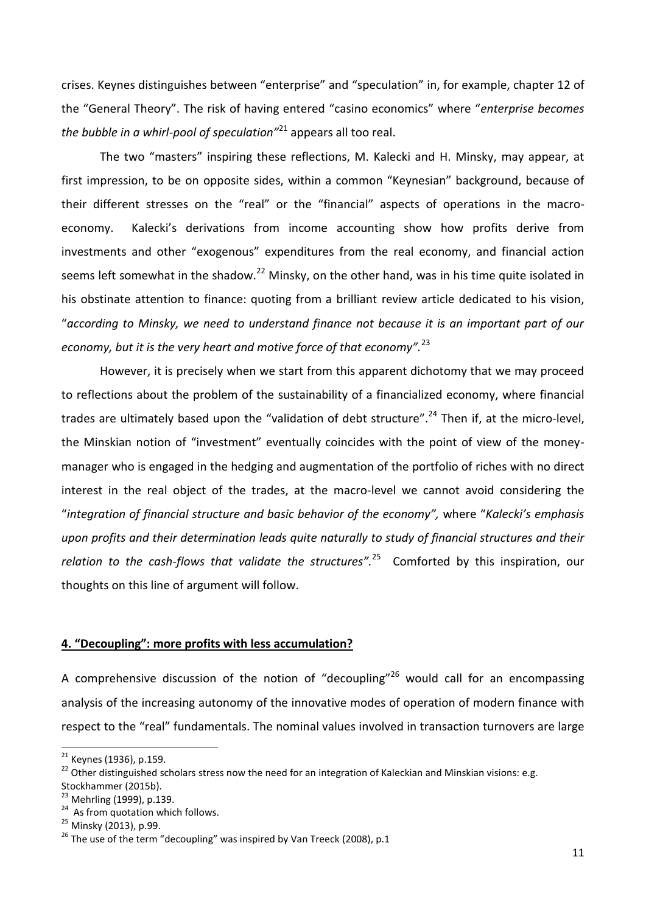crises. Keynes distinguishes between "enterprise" and "speculation" in, for example, chapter 12 of the "General Theory". The risk of having entered "casino economics" where "*enterprise becomes the bubble in a whirl-pool of speculation*"[21] appears all too real.

The two "masters" inspiring these reflections, M. Kalecki and H. Minsky, may appear, at first impression, to be on opposite sides, within a common "Keynesian" background, because of their different stresses on the "real" or the "financial" aspects of operations in the macro-economy. Kalecki's derivations from income accounting show how profits derive from investments and other "exogenous" expenditures from the real economy, and financial action seems left somewhat in the shadow.[22] Minsky, on the other hand, was in his time quite isolated in his obstinate attention to finance: quoting from a brilliant review article dedicated to his vision, "*according to Minsky, we need to understand finance not because it is an important part of our economy, but it is the very heart and motive force of that economy".*[23]

However, it is precisely when we start from this apparent dichotomy that we may proceed to reflections about the problem of the sustainability of a financialized economy, where financial trades are ultimately based upon the "validation of debt structure".[24] Then if, at the micro-level, the Minskian notion of "investment" eventually coincides with the point of view of the money-manager who is engaged in the hedging and augmentation of the portfolio of riches with no direct interest in the real object of the trades, at the macro-level we cannot avoid considering the "*integration of financial structure and basic behavior of the economy",* where "*Kalecki's emphasis upon profits and their determination leads quite naturally to study of financial structures and their relation to the cash-flows that validate the structures".*[25] Comforted by this inspiration, our thoughts on this line of argument will follow.

## 4. "Decoupling": more profits with less accumulation?

A comprehensive discussion of the notion of "decoupling"[26] would call for an encompassing analysis of the increasing autonomy of the innovative modes of operation of modern finance with respect to the "real" fundamentals. The nominal values involved in transaction turnovers are large

---

[21] Keynes (1936), p.159.

[22] Other distinguished scholars stress now the need for an integration of Kaleckian and Minskian visions: e.g. Stockhammer (2015b).

[23] Mehrling (1999), p.139.

[24] As from quotation which follows.

[25] Minsky (2013), p.99.

[26] The use of the term "decoupling" was inspired by Van Treeck (2008), p.1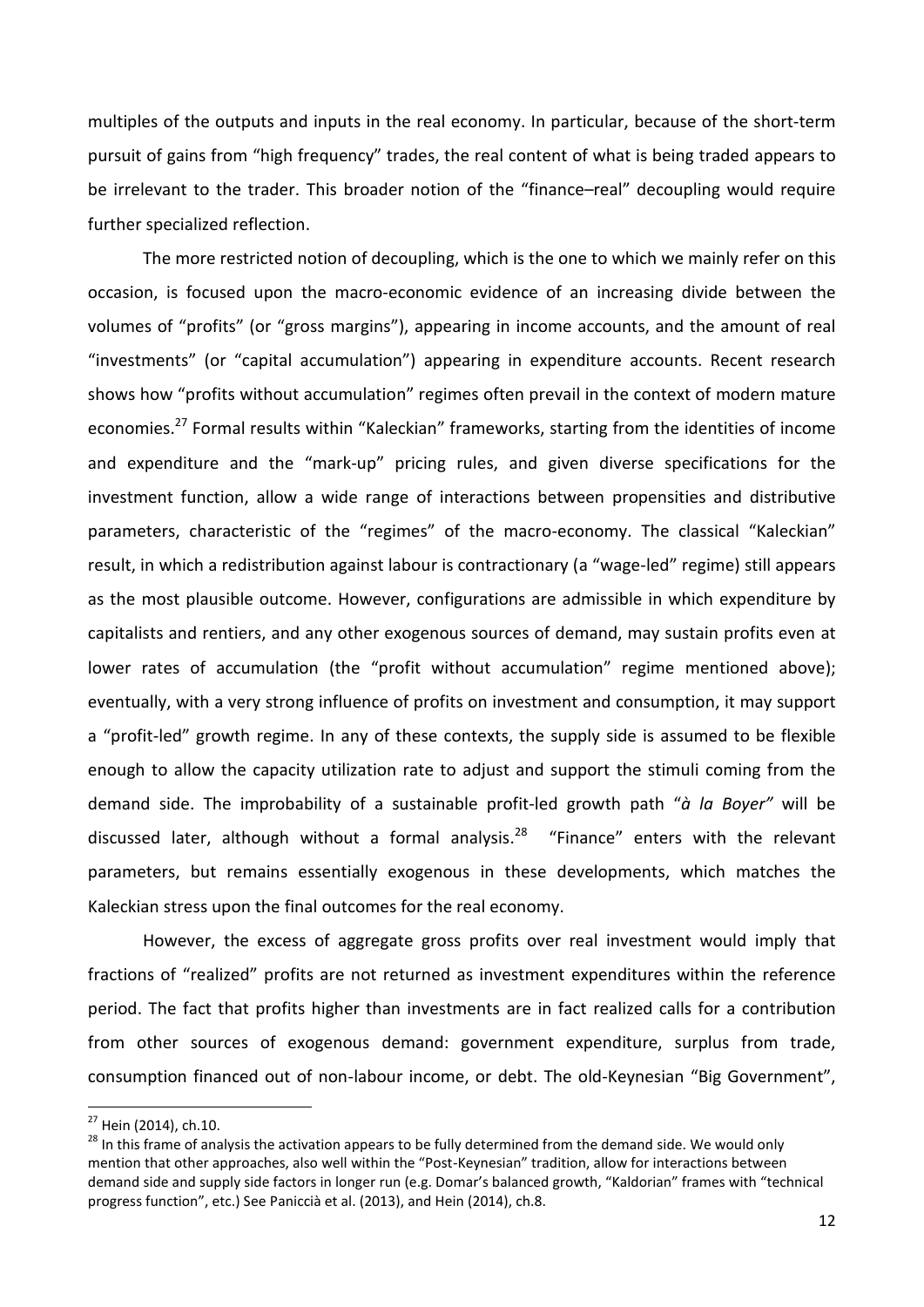multiples of the outputs and inputs in the real economy. In particular, because of the short-term pursuit of gains from "high frequency" trades, the real content of what is being traded appears to be irrelevant to the trader. This broader notion of the "finance–real" decoupling would require further specialized reflection.

The more restricted notion of decoupling, which is the one to which we mainly refer on this occasion, is focused upon the macro-economic evidence of an increasing divide between the volumes of "profits" (or "gross margins"), appearing in income accounts, and the amount of real "investments" (or "capital accumulation") appearing in expenditure accounts. Recent research shows how "profits without accumulation" regimes often prevail in the context of modern mature economies.[27] Formal results within "Kaleckian" frameworks, starting from the identities of income and expenditure and the "mark-up" pricing rules, and given diverse specifications for the investment function, allow a wide range of interactions between propensities and distributive parameters, characteristic of the "regimes" of the macro-economy. The classical "Kaleckian" result, in which a redistribution against labour is contractionary (a "wage-led" regime) still appears as the most plausible outcome. However, configurations are admissible in which expenditure by capitalists and rentiers, and any other exogenous sources of demand, may sustain profits even at lower rates of accumulation (the "profit without accumulation" regime mentioned above); eventually, with a very strong influence of profits on investment and consumption, it may support a "profit-led" growth regime. In any of these contexts, the supply side is assumed to be flexible enough to allow the capacity utilization rate to adjust and support the stimuli coming from the demand side. The improbability of a sustainable profit-led growth path "*à la Boyer"* will be discussed later, although without a formal analysis.[28] "Finance" enters with the relevant parameters, but remains essentially exogenous in these developments, which matches the Kaleckian stress upon the final outcomes for the real economy.

However, the excess of aggregate gross profits over real investment would imply that fractions of "realized" profits are not returned as investment expenditures within the reference period. The fact that profits higher than investments are in fact realized calls for a contribution from other sources of exogenous demand: government expenditure, surplus from trade, consumption financed out of non-labour income, or debt. The old-Keynesian "Big Government",

[27] Hein (2014), ch.10.

[28] In this frame of analysis the activation appears to be fully determined from the demand side. We would only mention that other approaches, also well within the "Post-Keynesian" tradition, allow for interactions between demand side and supply side factors in longer run (e.g. Domar's balanced growth, "Kaldorian" frames with "technical progress function", etc.) See Paniccià et al. (2013), and Hein (2014), ch.8.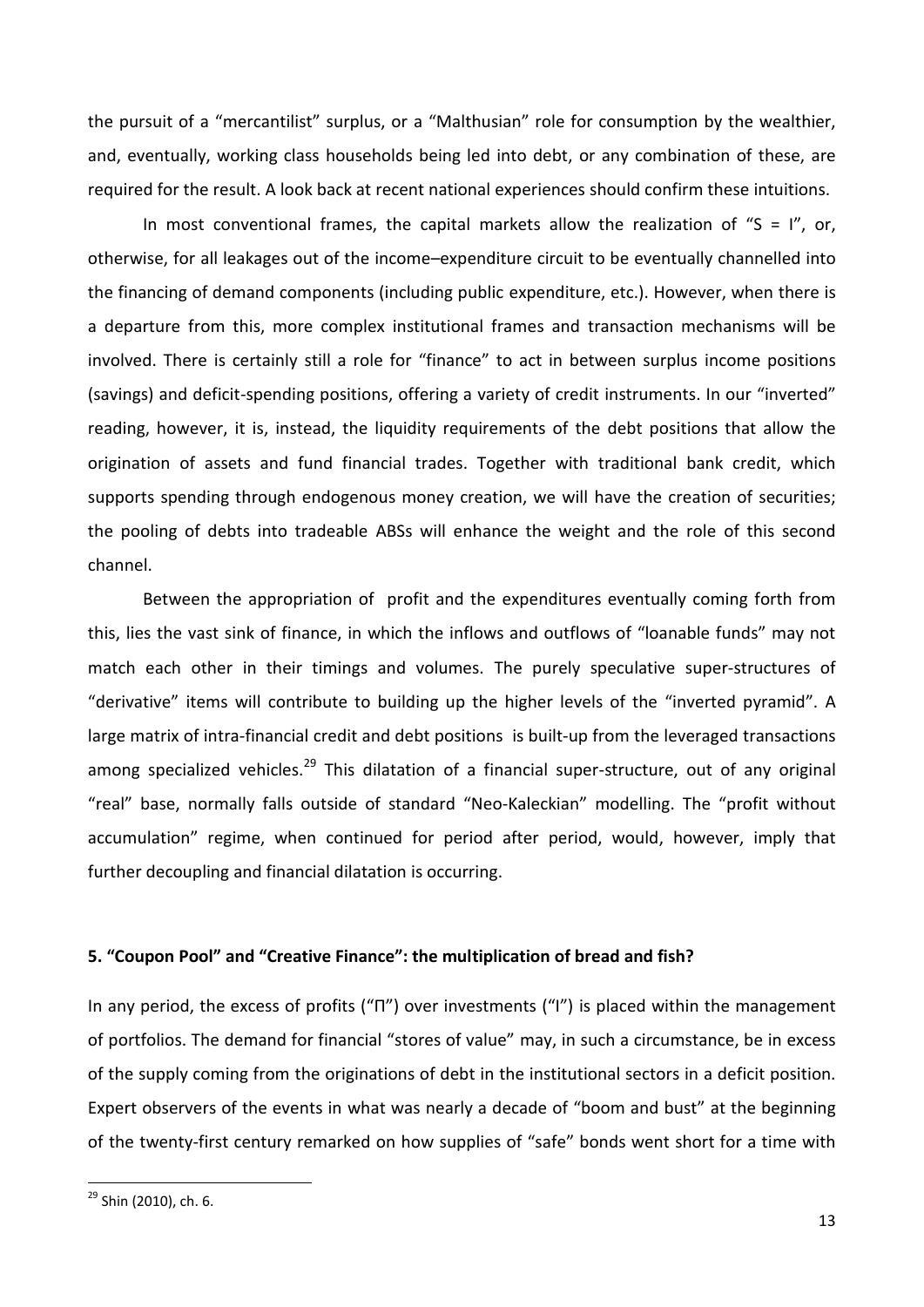the pursuit of a "mercantilist" surplus, or a "Malthusian" role for consumption by the wealthier, and, eventually, working class households being led into debt, or any combination of these, are required for the result. A look back at recent national experiences should confirm these intuitions.

In most conventional frames, the capital markets allow the realization of "S = I", or, otherwise, for all leakages out of the income–expenditure circuit to be eventually channelled into the financing of demand components (including public expenditure, etc.). However, when there is a departure from this, more complex institutional frames and transaction mechanisms will be involved. There is certainly still a role for "finance" to act in between surplus income positions (savings) and deficit-spending positions, offering a variety of credit instruments. In our "inverted" reading, however, it is, instead, the liquidity requirements of the debt positions that allow the origination of assets and fund financial trades. Together with traditional bank credit, which supports spending through endogenous money creation, we will have the creation of securities; the pooling of debts into tradeable ABSs will enhance the weight and the role of this second channel.

Between the appropriation of profit and the expenditures eventually coming forth from this, lies the vast sink of finance, in which the inflows and outflows of "loanable funds" may not match each other in their timings and volumes. The purely speculative super-structures of "derivative" items will contribute to building up the higher levels of the "inverted pyramid". A large matrix of intra-financial credit and debt positions is built-up from the leveraged transactions among specialized vehicles.[29] This dilatation of a financial super-structure, out of any original "real" base, normally falls outside of standard "Neo-Kaleckian" modelling. The "profit without accumulation" regime, when continued for period after period, would, however, imply that further decoupling and financial dilatation is occurring.

## 5. "Coupon Pool" and "Creative Finance": the multiplication of bread and fish?

In any period, the excess of profits ("Π") over investments ("I") is placed within the management of portfolios. The demand for financial "stores of value" may, in such a circumstance, be in excess of the supply coming from the originations of debt in the institutional sectors in a deficit position. Expert observers of the events in what was nearly a decade of "boom and bust" at the beginning of the twenty-first century remarked on how supplies of "safe" bonds went short for a time with

[29] Shin (2010), ch. 6.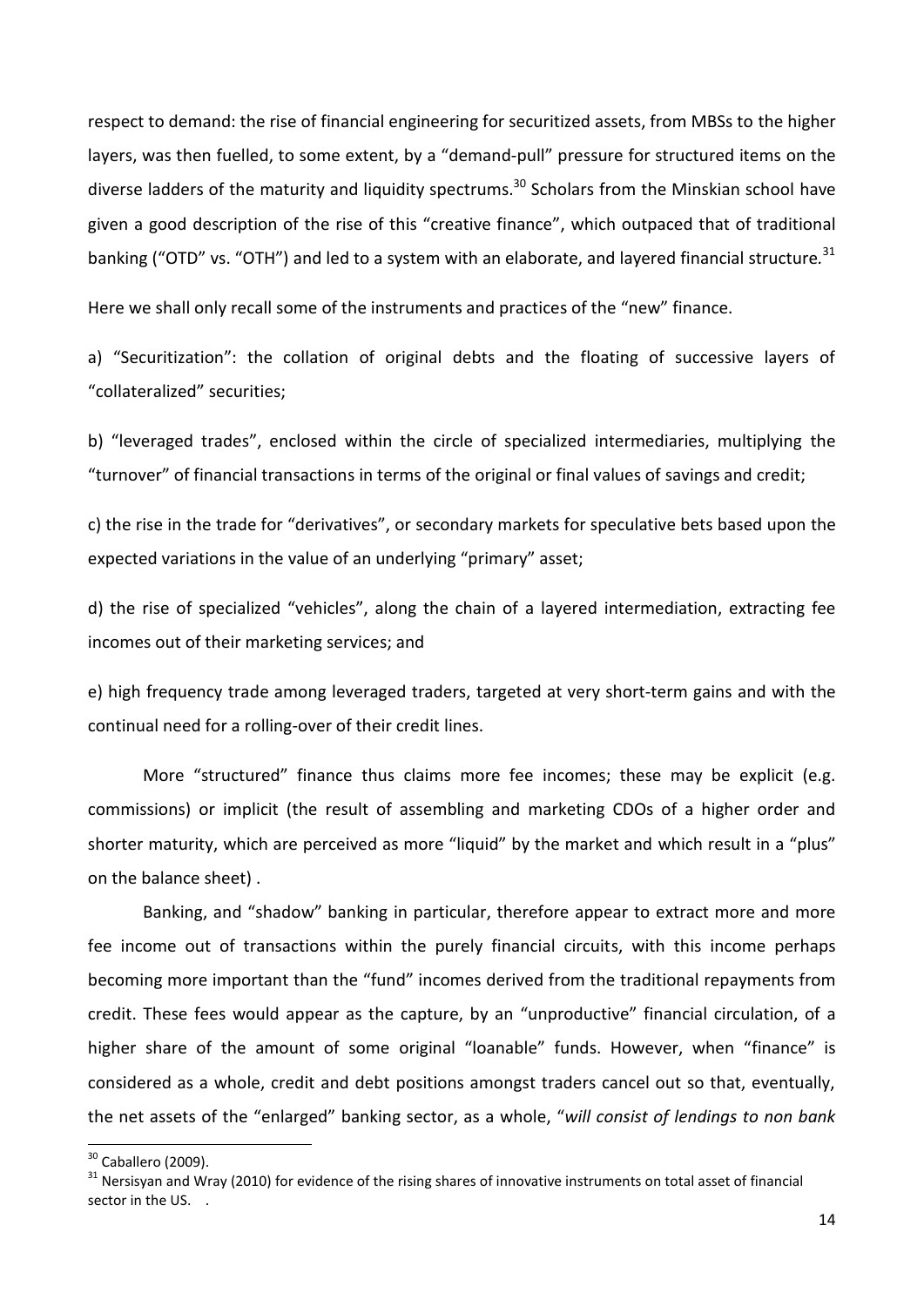respect to demand: the rise of financial engineering for securitized assets, from MBSs to the higher layers, was then fuelled, to some extent, by a "demand-pull" pressure for structured items on the diverse ladders of the maturity and liquidity spectrums.[30] Scholars from the Minskian school have given a good description of the rise of this "creative finance", which outpaced that of traditional banking ("OTD" vs. "OTH") and led to a system with an elaborate, and layered financial structure.[31]

Here we shall only recall some of the instruments and practices of the "new" finance.

a) "Securitization": the collation of original debts and the floating of successive layers of "collateralized" securities;

b) "leveraged trades", enclosed within the circle of specialized intermediaries, multiplying the "turnover" of financial transactions in terms of the original or final values of savings and credit;

c) the rise in the trade for "derivatives", or secondary markets for speculative bets based upon the expected variations in the value of an underlying "primary" asset;

d) the rise of specialized "vehicles", along the chain of a layered intermediation, extracting fee incomes out of their marketing services; and

e) high frequency trade among leveraged traders, targeted at very short-term gains and with the continual need for a rolling-over of their credit lines.

More "structured" finance thus claims more fee incomes; these may be explicit (e.g. commissions) or implicit (the result of assembling and marketing CDOs of a higher order and shorter maturity, which are perceived as more "liquid" by the market and which result in a "plus" on the balance sheet) .

Banking, and "shadow" banking in particular, therefore appear to extract more and more fee income out of transactions within the purely financial circuits, with this income perhaps becoming more important than the "fund" incomes derived from the traditional repayments from credit. These fees would appear as the capture, by an "unproductive" financial circulation, of a higher share of the amount of some original "loanable" funds. However, when "finance" is considered as a whole, credit and debt positions amongst traders cancel out so that, eventually, the net assets of the "enlarged" banking sector, as a whole, "*will consist of lendings to non bank*

[30] Caballero (2009).

[31] Nersisyan and Wray (2010) for evidence of the rising shares of innovative instruments on total asset of financial sector in the US. .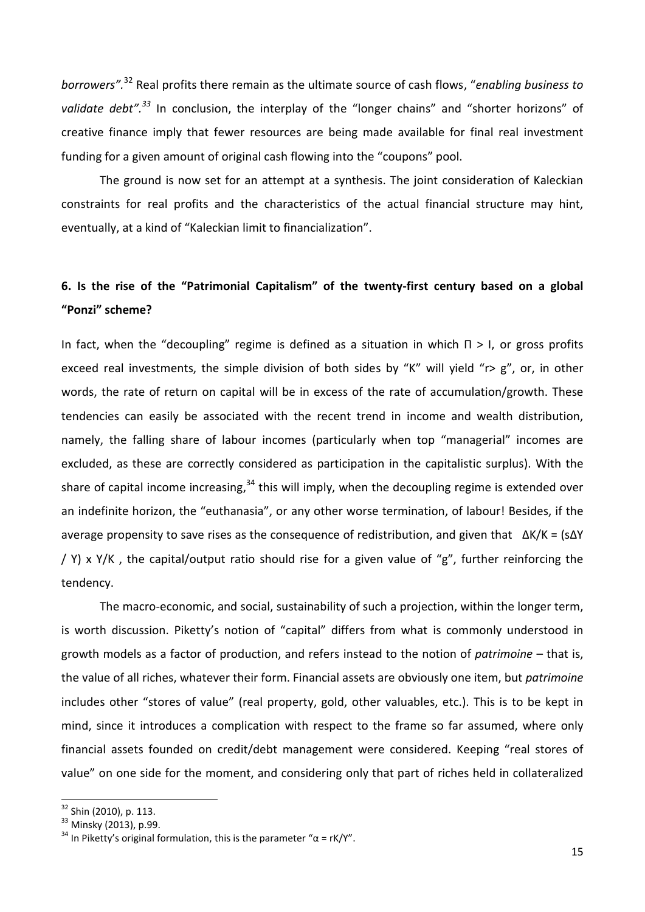*borrowers".*[32] Real profits there remain as the ultimate source of cash flows, "*enabling business to validate debt".*[33] In conclusion, the interplay of the "longer chains" and "shorter horizons" of creative finance imply that fewer resources are being made available for final real investment funding for a given amount of original cash flowing into the "coupons" pool.

The ground is now set for an attempt at a synthesis. The joint consideration of Kaleckian constraints for real profits and the characteristics of the actual financial structure may hint, eventually, at a kind of "Kaleckian limit to financialization".

## 6. Is the rise of the "Patrimonial Capitalism" of the twenty-first century based on a global "Ponzi" scheme?

In fact, when the "decoupling" regime is defined as a situation in which $\Pi > I$, or gross profits exceed real investments, the simple division of both sides by "K" will yield "$r > g$", or, in other words, the rate of return on capital will be in excess of the rate of accumulation/growth. These tendencies can easily be associated with the recent trend in income and wealth distribution, namely, the falling share of labour incomes (particularly when top "managerial" incomes are excluded, as these are correctly considered as participation in the capitalistic surplus). With the share of capital income increasing,[34] this will imply, when the decoupling regime is extended over an indefinite horizon, the "euthanasia", or any other worse termination, of labour! Besides, if the average propensity to save rises as the consequence of redistribution, and given that $\Delta K/K = (s\Delta Y / Y) \times Y/K$ , the capital/output ratio should rise for a given value of "g", further reinforcing the tendency.

The macro-economic, and social, sustainability of such a projection, within the longer term, is worth discussion. Piketty's notion of "capital" differs from what is commonly understood in growth models as a factor of production, and refers instead to the notion of *patrimoine* – that is, the value of all riches, whatever their form. Financial assets are obviously one item, but *patrimoine* includes other "stores of value" (real property, gold, other valuables, etc.). This is to be kept in mind, since it introduces a complication with respect to the frame so far assumed, where only financial assets founded on credit/debt management were considered. Keeping "real stores of value" on one side for the moment, and considering only that part of riches held in collateralized

---

[32] Shin (2010), p. 113.

[33] Minsky (2013), p.99.

[34] In Piketty's original formulation, this is the parameter "$\alpha = rK/Y$".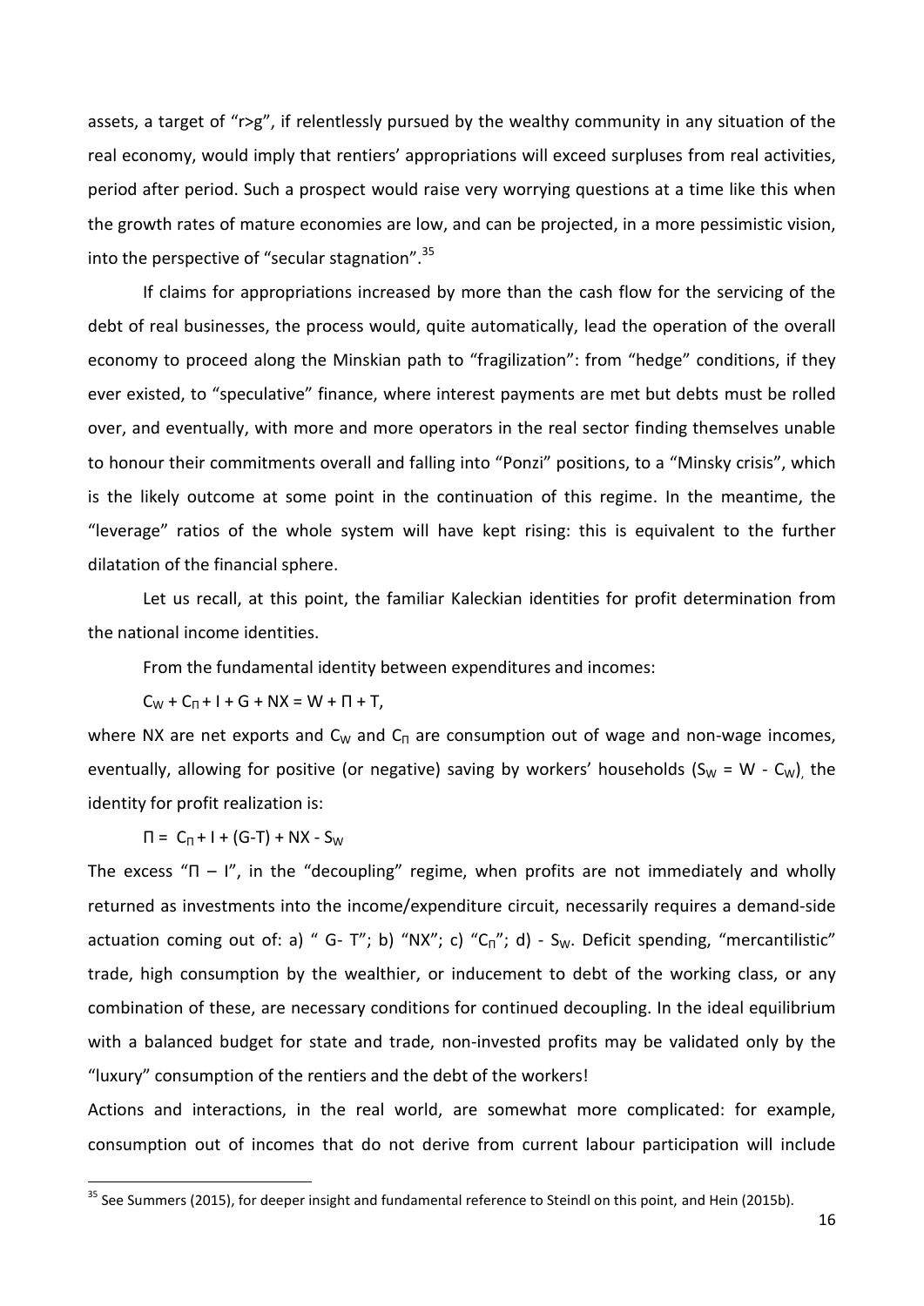assets, a target of "r>g", if relentlessly pursued by the wealthy community in any situation of the real economy, would imply that rentiers' appropriations will exceed surpluses from real activities, period after period. Such a prospect would raise very worrying questions at a time like this when the growth rates of mature economies are low, and can be projected, in a more pessimistic vision, into the perspective of "secular stagnation".[35]

If claims for appropriations increased by more than the cash flow for the servicing of the debt of real businesses, the process would, quite automatically, lead the operation of the overall economy to proceed along the Minskian path to "fragilization": from "hedge" conditions, if they ever existed, to "speculative" finance, where interest payments are met but debts must be rolled over, and eventually, with more and more operators in the real sector finding themselves unable to honour their commitments overall and falling into "Ponzi" positions, to a "Minsky crisis", which is the likely outcome at some point in the continuation of this regime. In the meantime, the "leverage" ratios of the whole system will have kept rising: this is equivalent to the further dilatation of the financial sphere.

Let us recall, at this point, the familiar Kaleckian identities for profit determination from the national income identities.

From the fundamental identity between expenditures and incomes:

$$C_W + C_\Pi + I + G + NX = W + \Pi + T,$$

where NX are net exports and $C_W$ and $C_\Pi$ are consumption out of wage and non-wage incomes, eventually, allowing for positive (or negative) saving by workers' households ($S_W = W - C_W$), the identity for profit realization is:

$$\Pi = C_\Pi + I + (G-T) + NX - S_W$$

The excess "$\Pi - I$", in the "decoupling" regime, when profits are not immediately and wholly returned as investments into the income/expenditure circuit, necessarily requires a demand-side actuation coming out of: a) "$G - T$"; b) "NX"; c) "$C_\Pi$"; d) $- S_W$. Deficit spending, "mercantilistic" trade, high consumption by the wealthier, or inducement to debt of the working class, or any combination of these, are necessary conditions for continued decoupling. In the ideal equilibrium with a balanced budget for state and trade, non-invested profits may be validated only by the "luxury" consumption of the rentiers and the debt of the workers!

Actions and interactions, in the real world, are somewhat more complicated: for example, consumption out of incomes that do not derive from current labour participation will include

[35] See Summers (2015), for deeper insight and fundamental reference to Steindl on this point, and Hein (2015b).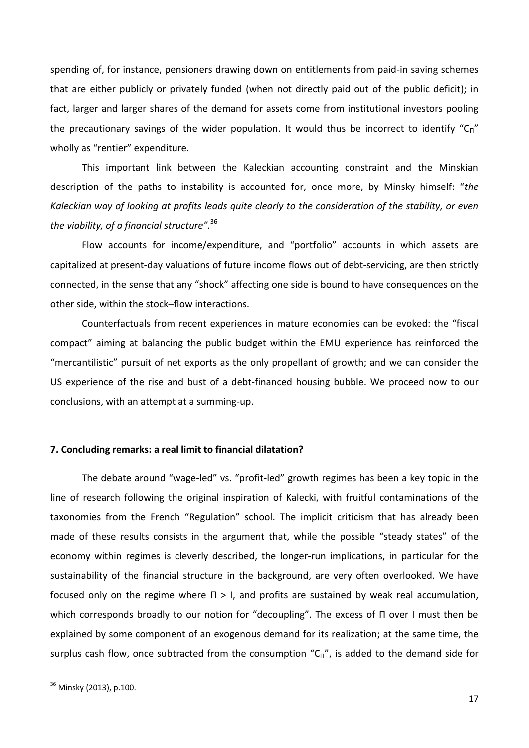spending of, for instance, pensioners drawing down on entitlements from paid-in saving schemes that are either publicly or privately funded (when not directly paid out of the public deficit); in fact, larger and larger shares of the demand for assets come from institutional investors pooling the precautionary savings of the wider population. It would thus be incorrect to identify "$C_{\Pi}$" wholly as "rentier" expenditure.

This important link between the Kaleckian accounting constraint and the Minskian description of the paths to instability is accounted for, once more, by Minsky himself: "*the Kaleckian way of looking at profits leads quite clearly to the consideration of the stability, or even the viability, of a financial structure".*[36]

Flow accounts for income/expenditure, and "portfolio" accounts in which assets are capitalized at present-day valuations of future income flows out of debt-servicing, are then strictly connected, in the sense that any "shock" affecting one side is bound to have consequences on the other side, within the stock–flow interactions.

Counterfactuals from recent experiences in mature economies can be evoked: the "fiscal compact" aiming at balancing the public budget within the EMU experience has reinforced the "mercantilistic" pursuit of net exports as the only propellant of growth; and we can consider the US experience of the rise and bust of a debt-financed housing bubble. We proceed now to our conclusions, with an attempt at a summing-up.

## 7. Concluding remarks: a real limit to financial dilatation?

The debate around "wage-led" vs. "profit-led" growth regimes has been a key topic in the line of research following the original inspiration of Kalecki, with fruitful contaminations of the taxonomies from the French "Regulation" school. The implicit criticism that has already been made of these results consists in the argument that, while the possible "steady states" of the economy within regimes is cleverly described, the longer-run implications, in particular for the sustainability of the financial structure in the background, are very often overlooked. We have focused only on the regime where $\Pi > I$, and profits are sustained by weak real accumulation, which corresponds broadly to our notion for "decoupling". The excess of $\Pi$ over I must then be explained by some component of an exogenous demand for its realization; at the same time, the surplus cash flow, once subtracted from the consumption "$C_{\Pi}$", is added to the demand side for

[36] Minsky (2013), p.100.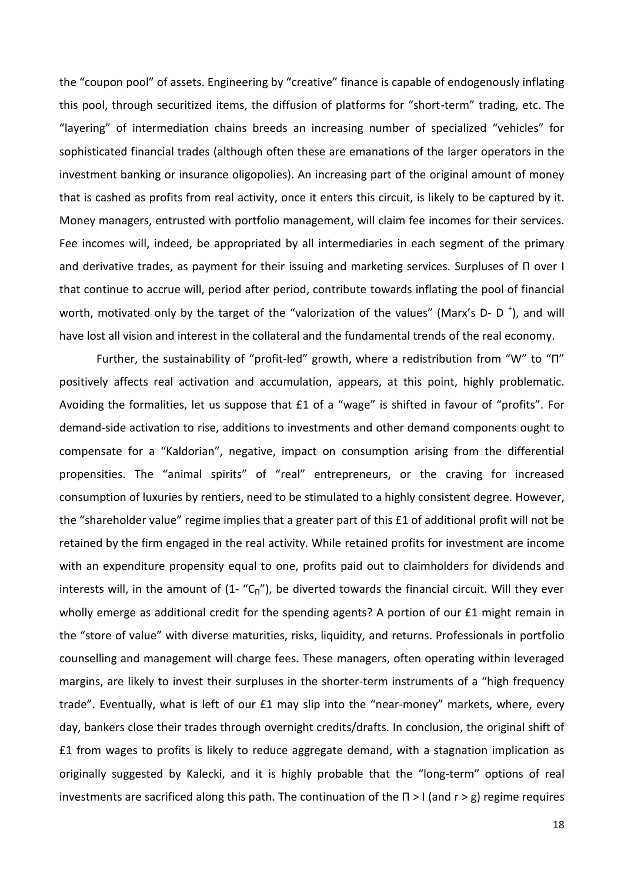the "coupon pool" of assets. Engineering by "creative" finance is capable of endogenously inflating this pool, through securitized items, the diffusion of platforms for "short-term" trading, etc. The "layering" of intermediation chains breeds an increasing number of specialized "vehicles" for sophisticated financial trades (although often these are emanations of the larger operators in the investment banking or insurance oligopolies). An increasing part of the original amount of money that is cashed as profits from real activity, once it enters this circuit, is likely to be captured by it. Money managers, entrusted with portfolio management, will claim fee incomes for their services. Fee incomes will, indeed, be appropriated by all intermediaries in each segment of the primary and derivative trades, as payment for their issuing and marketing services. Surpluses of Π over I that continue to accrue will, period after period, contribute towards inflating the pool of financial worth, motivated only by the target of the "valorization of the values" (Marx's D- $D^+$), and will have lost all vision and interest in the collateral and the fundamental trends of the real economy.

Further, the sustainability of "profit-led" growth, where a redistribution from "W" to "Π" positively affects real activation and accumulation, appears, at this point, highly problematic. Avoiding the formalities, let us suppose that £1 of a "wage" is shifted in favour of "profits". For demand-side activation to rise, additions to investments and other demand components ought to compensate for a "Kaldorian", negative, impact on consumption arising from the differential propensities. The "animal spirits" of "real" entrepreneurs, or the craving for increased consumption of luxuries by rentiers, need to be stimulated to a highly consistent degree. However, the "shareholder value" regime implies that a greater part of this £1 of additional profit will not be retained by the firm engaged in the real activity. While retained profits for investment are income with an expenditure propensity equal to one, profits paid out to claimholders for dividends and interests will, in the amount of (1- "$C_{\Pi}$"), be diverted towards the financial circuit. Will they ever wholly emerge as additional credit for the spending agents? A portion of our £1 might remain in the "store of value" with diverse maturities, risks, liquidity, and returns. Professionals in portfolio counselling and management will charge fees. These managers, often operating within leveraged margins, are likely to invest their surpluses in the shorter-term instruments of a "high frequency trade". Eventually, what is left of our £1 may slip into the "near-money" markets, where, every day, bankers close their trades through overnight credits/drafts. In conclusion, the original shift of £1 from wages to profits is likely to reduce aggregate demand, with a stagnation implication as originally suggested by Kalecki, and it is highly probable that the "long-term" options of real investments are sacrificed along this path. The continuation of the $\Pi > I$ (and $r > g$) regime requires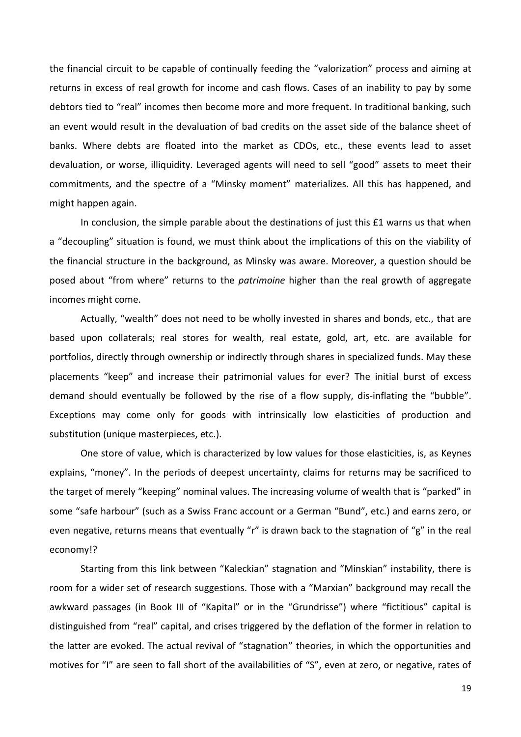the financial circuit to be capable of continually feeding the "valorization" process and aiming at returns in excess of real growth for income and cash flows. Cases of an inability to pay by some debtors tied to "real" incomes then become more and more frequent. In traditional banking, such an event would result in the devaluation of bad credits on the asset side of the balance sheet of banks. Where debts are floated into the market as CDOs, etc., these events lead to asset devaluation, or worse, illiquidity. Leveraged agents will need to sell "good" assets to meet their commitments, and the spectre of a "Minsky moment" materializes. All this has happened, and might happen again.

In conclusion, the simple parable about the destinations of just this £1 warns us that when a "decoupling" situation is found, we must think about the implications of this on the viability of the financial structure in the background, as Minsky was aware. Moreover, a question should be posed about "from where" returns to the *patrimoine* higher than the real growth of aggregate incomes might come.

Actually, "wealth" does not need to be wholly invested in shares and bonds, etc., that are based upon collaterals; real stores for wealth, real estate, gold, art, etc. are available for portfolios, directly through ownership or indirectly through shares in specialized funds. May these placements "keep" and increase their patrimonial values for ever? The initial burst of excess demand should eventually be followed by the rise of a flow supply, dis-inflating the "bubble". Exceptions may come only for goods with intrinsically low elasticities of production and substitution (unique masterpieces, etc.).

One store of value, which is characterized by low values for those elasticities, is, as Keynes explains, "money". In the periods of deepest uncertainty, claims for returns may be sacrificed to the target of merely "keeping" nominal values. The increasing volume of wealth that is "parked" in some "safe harbour" (such as a Swiss Franc account or a German "Bund", etc.) and earns zero, or even negative, returns means that eventually "r" is drawn back to the stagnation of "g" in the real economy!?

Starting from this link between "Kaleckian" stagnation and "Minskian" instability, there is room for a wider set of research suggestions. Those with a "Marxian" background may recall the awkward passages (in Book III of "Kapital" or in the "Grundrisse") where "fictitious" capital is distinguished from "real" capital, and crises triggered by the deflation of the former in relation to the latter are evoked. The actual revival of "stagnation" theories, in which the opportunities and motives for "I" are seen to fall short of the availabilities of "S", even at zero, or negative, rates of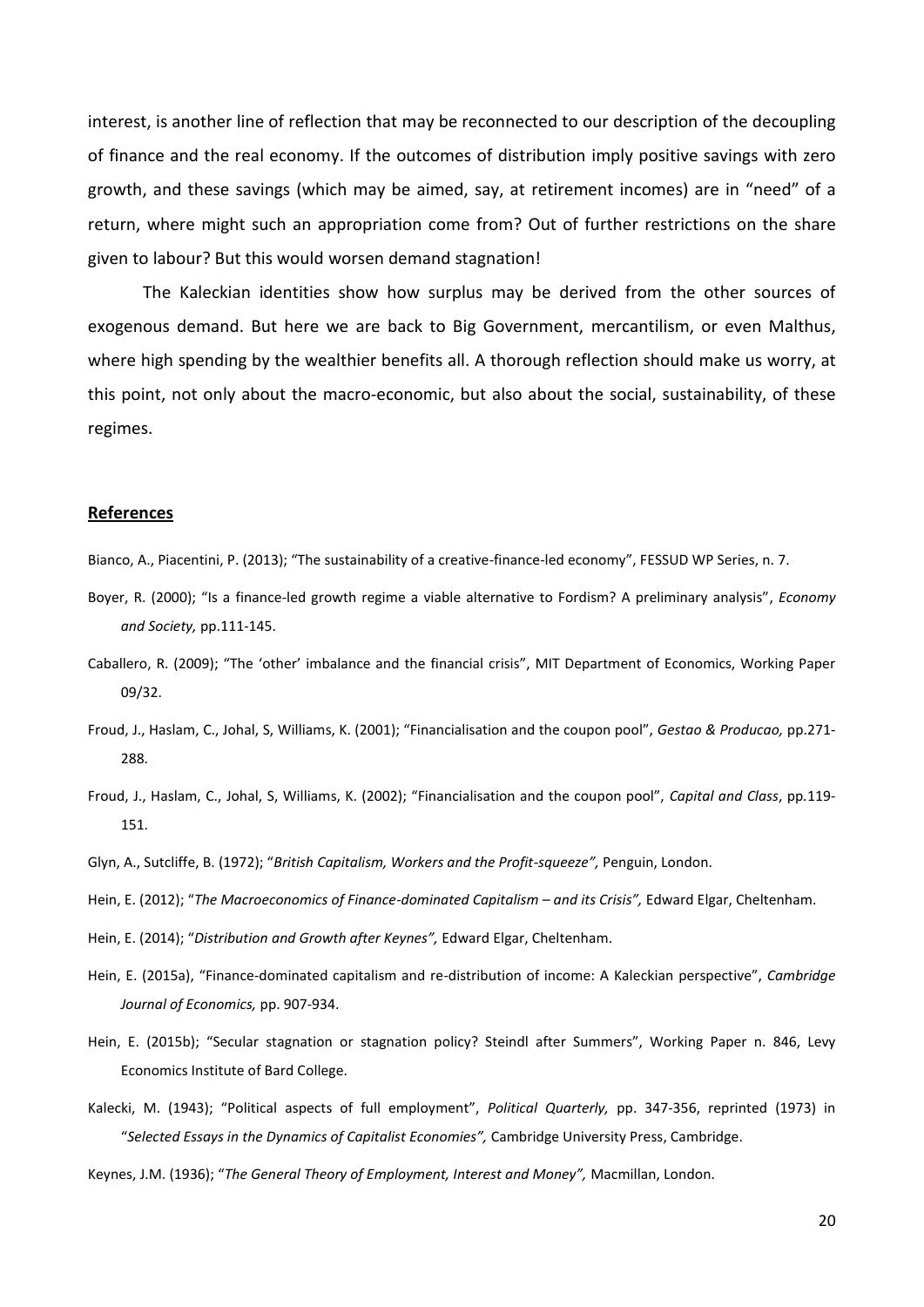interest, is another line of reflection that may be reconnected to our description of the decoupling of finance and the real economy. If the outcomes of distribution imply positive savings with zero growth, and these savings (which may be aimed, say, at retirement incomes) are in "need" of a return, where might such an appropriation come from? Out of further restrictions on the share given to labour? But this would worsen demand stagnation!

The Kaleckian identities show how surplus may be derived from the other sources of exogenous demand. But here we are back to Big Government, mercantilism, or even Malthus, where high spending by the wealthier benefits all. A thorough reflection should make us worry, at this point, not only about the macro-economic, but also about the social, sustainability, of these regimes.

## References

Bianco, A., Piacentini, P. (2013); "The sustainability of a creative-finance-led economy", FESSUD WP Series, n. 7.

Boyer, R. (2000); "Is a finance-led growth regime a viable alternative to Fordism? A preliminary analysis", *Economy and Society,* pp.111-145.

Caballero, R. (2009); "The 'other' imbalance and the financial crisis", MIT Department of Economics, Working Paper 09/32.

Froud, J., Haslam, C., Johal, S, Williams, K. (2001); "Financialisation and the coupon pool", *Gestao & Producao,* pp.271-288.

Froud, J., Haslam, C., Johal, S, Williams, K. (2002); "Financialisation and the coupon pool", *Capital and Class*, pp.119-151.

Glyn, A., Sutcliffe, B. (1972); "*British Capitalism, Workers and the Profit-squeeze",* Penguin, London.

Hein, E. (2012); "*The Macroeconomics of Finance-dominated Capitalism – and its Crisis",* Edward Elgar, Cheltenham.

Hein, E. (2014); "*Distribution and Growth after Keynes",* Edward Elgar, Cheltenham.

Hein, E. (2015a), "Finance-dominated capitalism and re-distribution of income: A Kaleckian perspective", *Cambridge Journal of Economics,* pp. 907-934.

Hein, E. (2015b); "Secular stagnation or stagnation policy? Steindl after Summers", Working Paper n. 846, Levy Economics Institute of Bard College.

Kalecki, M. (1943); "Political aspects of full employment", *Political Quarterly,* pp. 347-356, reprinted (1973) in "*Selected Essays in the Dynamics of Capitalist Economies",* Cambridge University Press, Cambridge.

Keynes, J.M. (1936); "*The General Theory of Employment, Interest and Money",* Macmillan, London.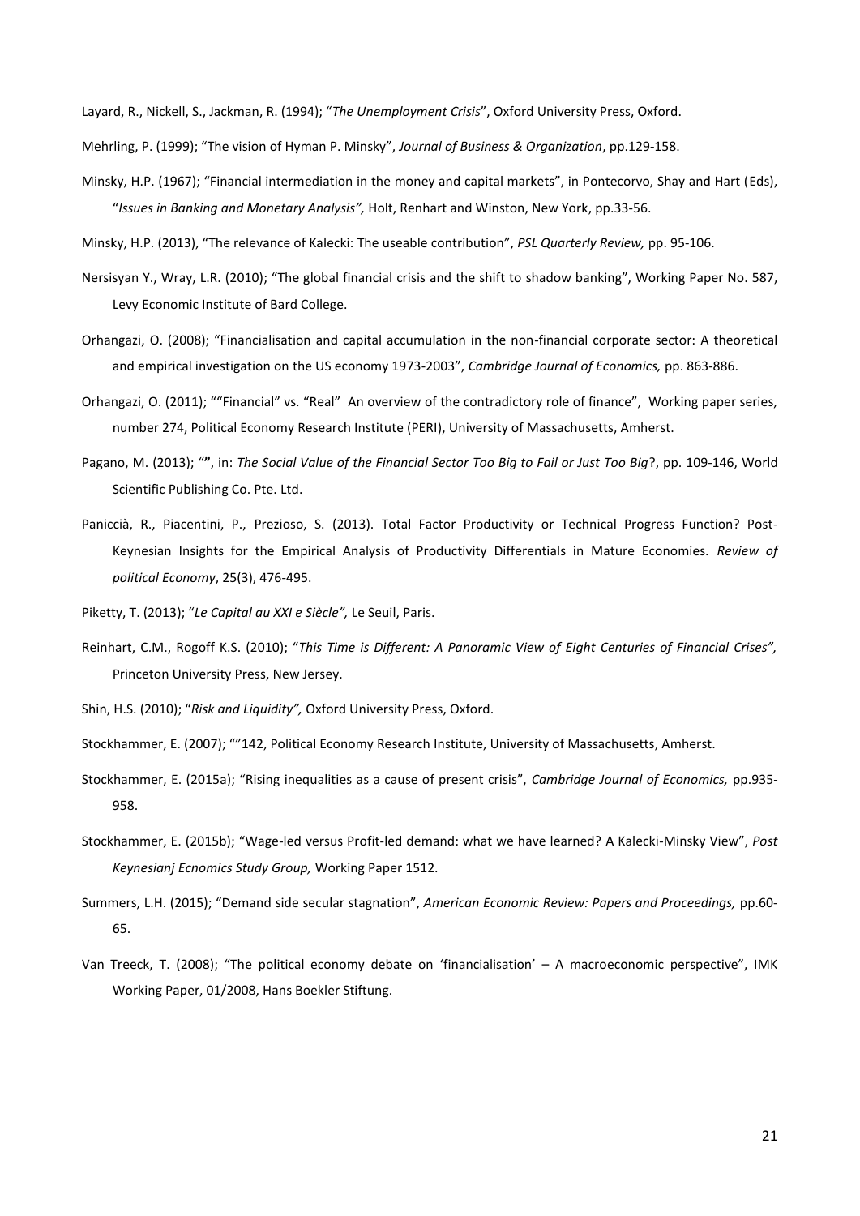Layard, R., Nickell, S., Jackman, R. (1994); "*The Unemployment Crisis*", Oxford University Press, Oxford.

Mehrling, P. (1999); "The vision of Hyman P. Minsky", *Journal of Business & Organization*, pp.129-158.

Minsky, H.P. (1967); "Financial intermediation in the money and capital markets", in Pontecorvo, Shay and Hart (Eds), "*Issues in Banking and Monetary Analysis",* Holt, Renhart and Winston, New York, pp.33-56.

Minsky, H.P. (2013), "The relevance of Kalecki: The useable contribution", *PSL Quarterly Review,* pp. 95-106.

Nersisyan Y., Wray, L.R. (2010); "The global financial crisis and the shift to shadow banking", Working Paper No. 587, Levy Economic Institute of Bard College.

Orhangazi, O. (2008); "Financialisation and capital accumulation in the non-financial corporate sector: A theoretical and empirical investigation on the US economy 1973-2003", *Cambridge Journal of Economics,* pp. 863-886.

Orhangazi, O. (2011); ""Financial" vs. "Real" An overview of the contradictory role of finance", Working paper series, number 274, Political Economy Research Institute (PERI), University of Massachusetts, Amherst.

Pagano, M. (2013); "**"**, in: *The Social Value of the Financial Sector Too Big to Fail or Just Too Big*?, pp. 109-146, World Scientific Publishing Co. Pte. Ltd.

Paniccià, R., Piacentini, P., Prezioso, S. (2013). Total Factor Productivity or Technical Progress Function? Post-Keynesian Insights for the Empirical Analysis of Productivity Differentials in Mature Economies. *Review of political Economy*, 25(3), 476-495.

Piketty, T. (2013); "*Le Capital au XXI e Siècle",* Le Seuil, Paris.

Reinhart, C.M., Rogoff K.S. (2010); "*This Time is Different: A Panoramic View of Eight Centuries of Financial Crises",* Princeton University Press, New Jersey.

Shin, H.S. (2010); "*Risk and Liquidity",* Oxford University Press, Oxford.

Stockhammer, E. (2007); ""142, Political Economy Research Institute, University of Massachusetts, Amherst.

Stockhammer, E. (2015a); "Rising inequalities as a cause of present crisis", *Cambridge Journal of Economics,* pp.935-958.

Stockhammer, E. (2015b); "Wage-led versus Profit-led demand: what we have learned? A Kalecki-Minsky View", *Post Keynesianj Ecnomics Study Group,* Working Paper 1512.

Summers, L.H. (2015); "Demand side secular stagnation", *American Economic Review: Papers and Proceedings,* pp.60-65.

Van Treeck, T. (2008); "The political economy debate on 'financialisation' – A macroeconomic perspective", IMK Working Paper, 01/2008, Hans Boekler Stiftung.